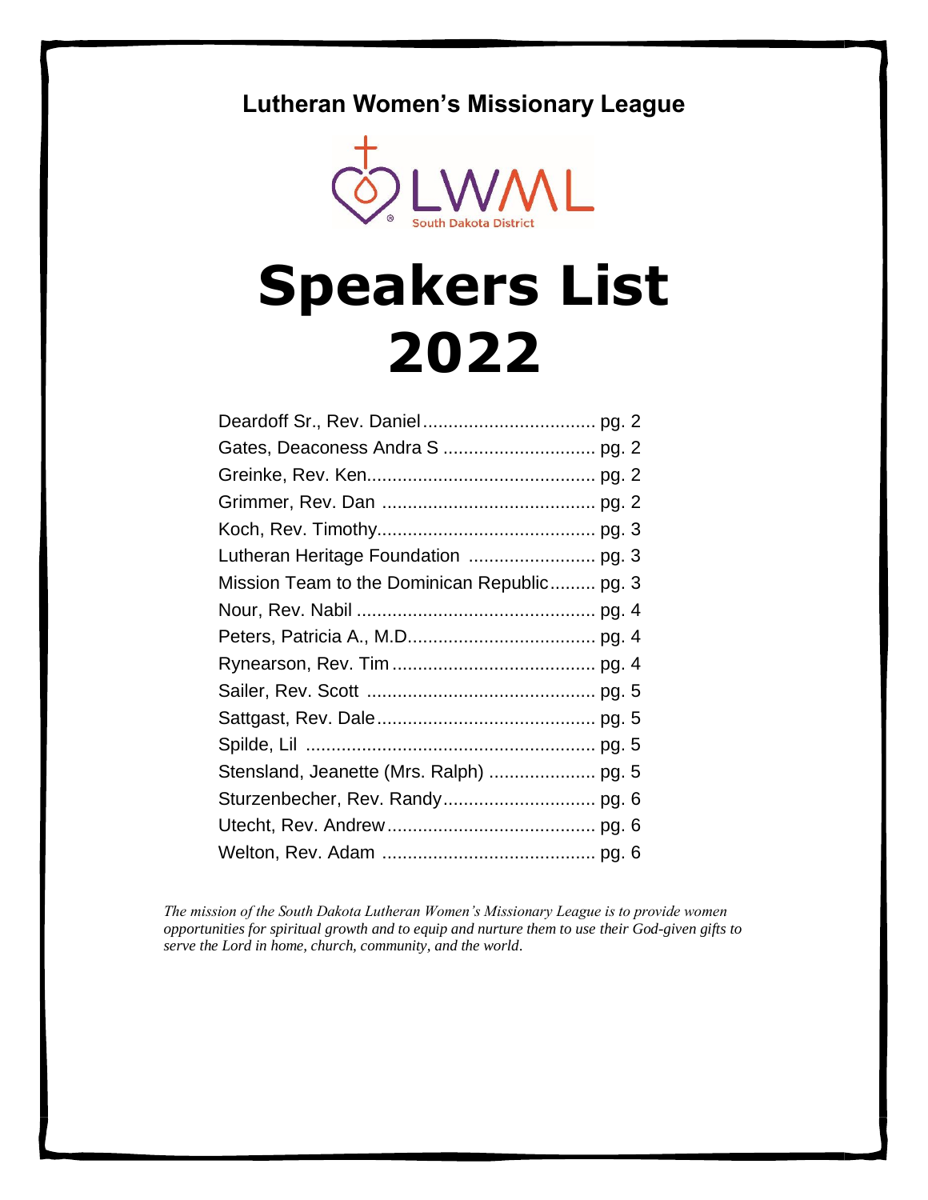**Lutheran Women's Missionary League**

LWML South Dakota District

# Speakers List 2022

| | |
|---|---|
| Deardoff Sr., Rev. Daniel | pg. 2 |
| Gates, Deaconess Andra S | pg. 2 |
| Greinke, Rev. Ken | pg. 2 |
| Grimmer, Rev. Dan | pg. 2 |
| Koch, Rev. Timothy | pg. 3 |
| Lutheran Heritage Foundation | pg. 3 |
| Mission Team to the Dominican Republic | pg. 3 |
| Nour, Rev. Nabil | pg. 4 |
| Peters, Patricia A., M.D. | pg. 4 |
| Rynearson, Rev. Tim | pg. 4 |
| Sailer, Rev. Scott | pg. 5 |
| Sattgast, Rev. Dale | pg. 5 |
| Spilde, Lil | pg. 5 |
| Stensland, Jeanette (Mrs. Ralph) | pg. 5 |
| Sturzenbecher, Rev. Randy | pg. 6 |
| Utecht, Rev. Andrew | pg. 6 |
| Welton, Rev. Adam | pg. 6 |

*The mission of the South Dakota Lutheran Women's Missionary League is to provide women opportunities for spiritual growth and to equip and nurture them to use their God-given gifts to serve the Lord in home, church, community, and the world.*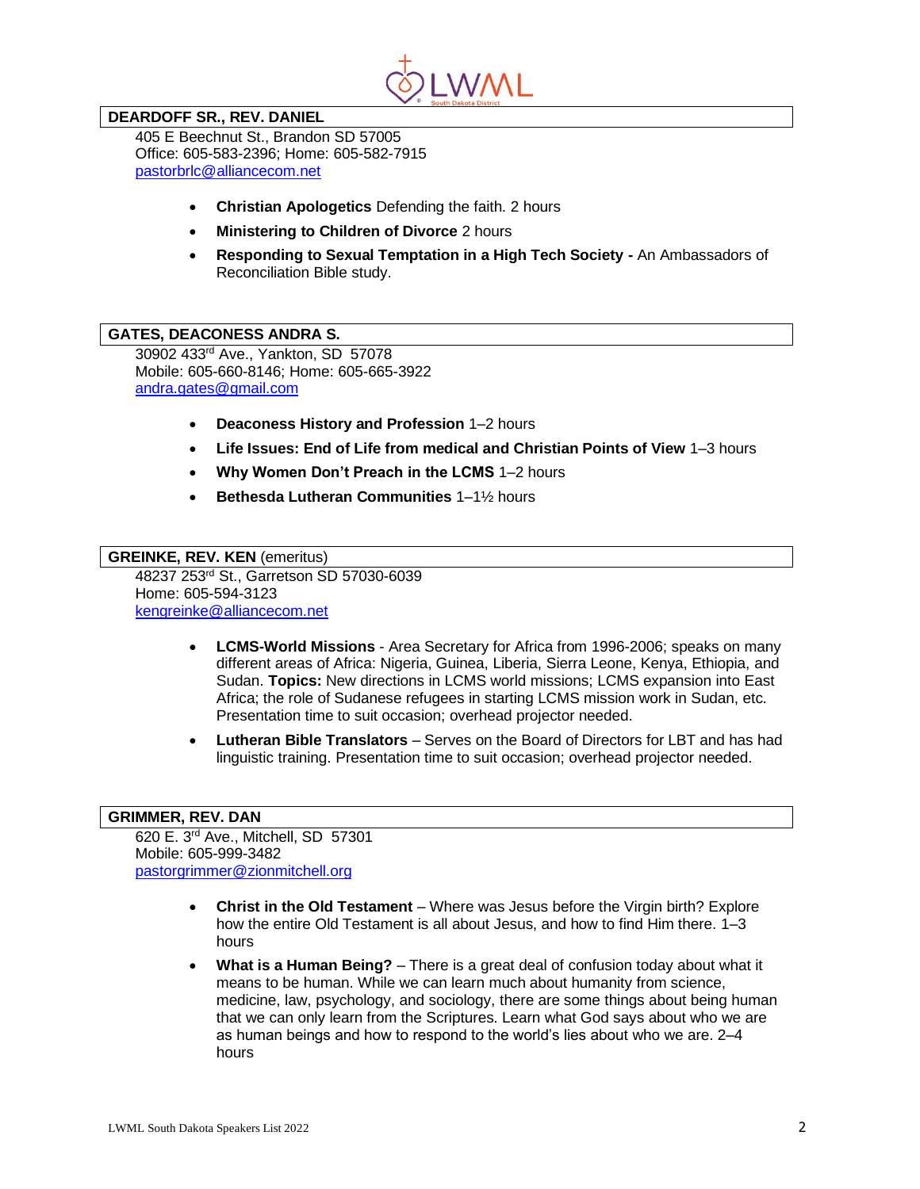## DEARDOFF SR., REV. DANIEL

405 E Beechnut St., Brandon SD 57005
Office: 605-583-2396; Home: 605-582-7915
pastorbrlc@alliancecom.net

- **Christian Apologetics** Defending the faith. 2 hours
- **Ministering to Children of Divorce** 2 hours
- **Responding to Sexual Temptation in a High Tech Society -** An Ambassadors of Reconciliation Bible study.

## GATES, DEACONESS ANDRA S.

30902 433rd Ave., Yankton, SD 57078
Mobile: 605-660-8146; Home: 605-665-3922
andra.gates@gmail.com

- **Deaconess History and Profession** 1–2 hours
- **Life Issues: End of Life from medical and Christian Points of View** 1–3 hours
- **Why Women Don't Preach in the LCMS** 1–2 hours
- **Bethesda Lutheran Communities** 1–1½ hours

## GREINKE, REV. KEN (emeritus)

48237 253rd St., Garretson SD 57030-6039
Home: 605-594-3123
kengreinke@alliancecom.net

- **LCMS-World Missions** - Area Secretary for Africa from 1996-2006; speaks on many different areas of Africa: Nigeria, Guinea, Liberia, Sierra Leone, Kenya, Ethiopia, and Sudan. **Topics:** New directions in LCMS world missions; LCMS expansion into East Africa; the role of Sudanese refugees in starting LCMS mission work in Sudan, etc. Presentation time to suit occasion; overhead projector needed.
- **Lutheran Bible Translators** – Serves on the Board of Directors for LBT and has had linguistic training. Presentation time to suit occasion; overhead projector needed.

## GRIMMER, REV. DAN

620 E. 3rd Ave., Mitchell, SD 57301
Mobile: 605-999-3482
pastorgrimmer@zionmitchell.org

- **Christ in the Old Testament** – Where was Jesus before the Virgin birth? Explore how the entire Old Testament is all about Jesus, and how to find Him there. 1–3 hours
- **What is a Human Being?** – There is a great deal of confusion today about what it means to be human. While we can learn much about humanity from science, medicine, law, psychology, and sociology, there are some things about being human that we can only learn from the Scriptures. Learn what God says about who we are as human beings and how to respond to the world's lies about who we are. 2–4 hours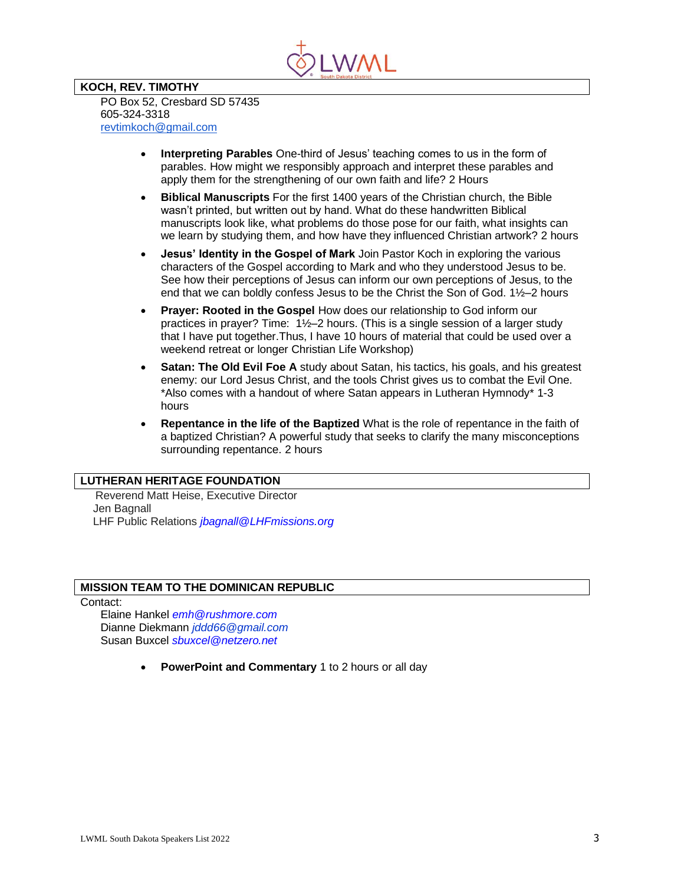## KOCH, REV. TIMOTHY

PO Box 52, Cresbard SD 57435
605-324-3318
revtimkoch@gmail.com

- **Interpreting Parables** One-third of Jesus' teaching comes to us in the form of parables. How might we responsibly approach and interpret these parables and apply them for the strengthening of our own faith and life? 2 Hours
- **Biblical Manuscripts** For the first 1400 years of the Christian church, the Bible wasn't printed, but written out by hand. What do these handwritten Biblical manuscripts look like, what problems do those pose for our faith, what insights can we learn by studying them, and how have they influenced Christian artwork? 2 hours
- **Jesus' Identity in the Gospel of Mark** Join Pastor Koch in exploring the various characters of the Gospel according to Mark and who they understood Jesus to be. See how their perceptions of Jesus can inform our own perceptions of Jesus, to the end that we can boldly confess Jesus to be the Christ the Son of God. 1½–2 hours
- **Prayer: Rooted in the Gospel** How does our relationship to God inform our practices in prayer? Time: 1½–2 hours. (This is a single session of a larger study that I have put together.Thus, I have 10 hours of material that could be used over a weekend retreat or longer Christian Life Workshop)
- **Satan: The Old Evil Foe A** study about Satan, his tactics, his goals, and his greatest enemy: our Lord Jesus Christ, and the tools Christ gives us to combat the Evil One. *Also comes with a handout of where Satan appears in Lutheran Hymnody* 1-3 hours
- **Repentance in the life of the Baptized** What is the role of repentance in the faith of a baptized Christian? A powerful study that seeks to clarify the many misconceptions surrounding repentance. 2 hours

## LUTHERAN HERITAGE FOUNDATION

Reverend Matt Heise, Executive Director
Jen Bagnall
LHF Public Relations *jbagnall@LHFmissions.org*

## MISSION TEAM TO THE DOMINICAN REPUBLIC

Contact:
Elaine Hankel *emh@rushmore.com*
Dianne Diekmann *jddd66@gmail.com*
Susan Buxcel *sbuxcel@netzero.net*

- **PowerPoint and Commentary** 1 to 2 hours or all day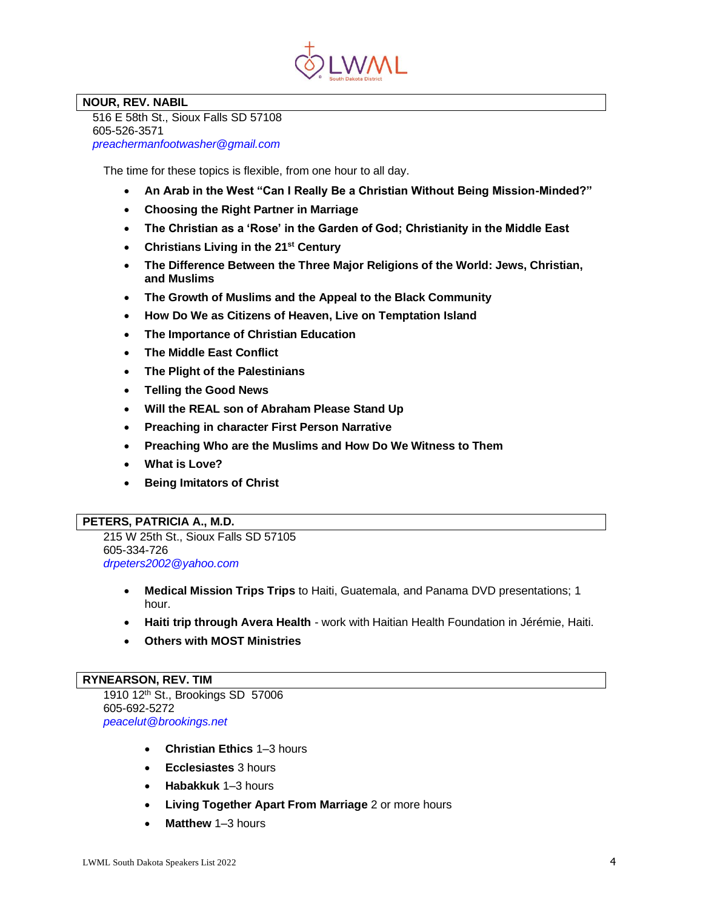## NOUR, REV. NABIL

516 E 58th St., Sioux Falls SD 57108
605-526-3571
*preachermanfootwasher@gmail.com*

The time for these topics is flexible, from one hour to all day.

- **An Arab in the West "Can I Really Be a Christian Without Being Mission-Minded?"**
- **Choosing the Right Partner in Marriage**
- **The Christian as a 'Rose' in the Garden of God; Christianity in the Middle East**
- **Christians Living in the 21st Century**
- **The Difference Between the Three Major Religions of the World: Jews, Christian, and Muslims**
- **The Growth of Muslims and the Appeal to the Black Community**
- **How Do We as Citizens of Heaven, Live on Temptation Island**
- **The Importance of Christian Education**
- **The Middle East Conflict**
- **The Plight of the Palestinians**
- **Telling the Good News**
- **Will the REAL son of Abraham Please Stand Up**
- **Preaching in character First Person Narrative**
- **Preaching Who are the Muslims and How Do We Witness to Them**
- **What is Love?**
- **Being Imitators of Christ**

## PETERS, PATRICIA A., M.D.

215 W 25th St., Sioux Falls SD 57105
605-334-726
*drpeters2002@yahoo.com*

- **Medical Mission Trips Trips** to Haiti, Guatemala, and Panama DVD presentations; 1 hour.
- **Haiti trip through Avera Health** - work with Haitian Health Foundation in Jérémie, Haiti.
- **Others with MOST Ministries**

## RYNEARSON, REV. TIM

1910 12th St., Brookings SD 57006
605-692-5272
*peacelut@brookings.net*

- **Christian Ethics** 1–3 hours
- **Ecclesiastes** 3 hours
- **Habakkuk** 1–3 hours
- **Living Together Apart From Marriage** 2 or more hours
- **Matthew** 1–3 hours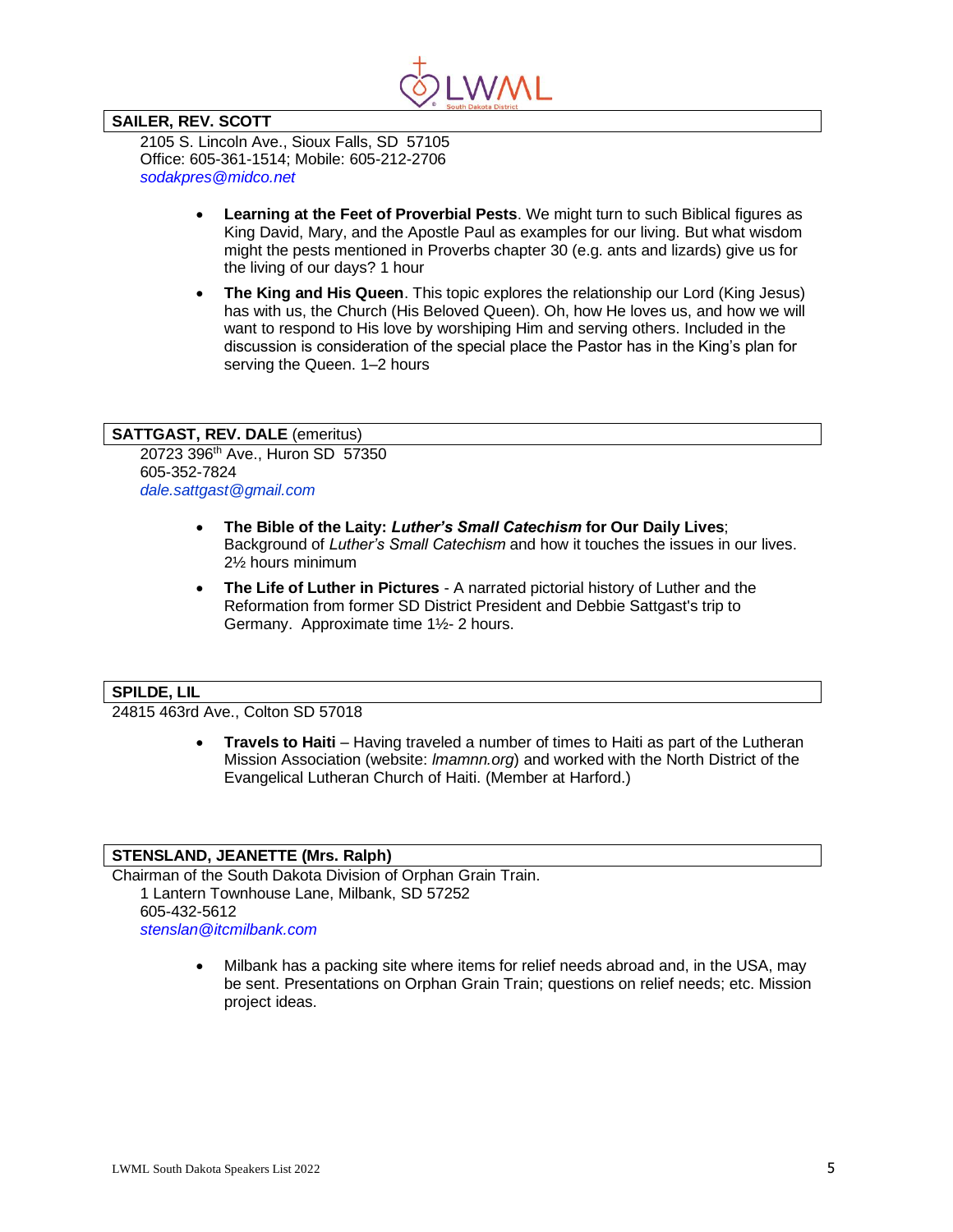**SAILER, REV. SCOTT**

2105 S. Lincoln Ave., Sioux Falls, SD 57105
Office: 605-361-1514; Mobile: 605-212-2706
*sodakpres@midco.net*

- **Learning at the Feet of Proverbial Pests**. We might turn to such Biblical figures as King David, Mary, and the Apostle Paul as examples for our living. But what wisdom might the pests mentioned in Proverbs chapter 30 (e.g. ants and lizards) give us for the living of our days? 1 hour
- **The King and His Queen**. This topic explores the relationship our Lord (King Jesus) has with us, the Church (His Beloved Queen). Oh, how He loves us, and how we will want to respond to His love by worshiping Him and serving others. Included in the discussion is consideration of the special place the Pastor has in the King's plan for serving the Queen. 1–2 hours

**SATTGAST, REV. DALE** (emeritus)

20723 396th Ave., Huron SD 57350
605-352-7824
*dale.sattgast@gmail.com*

- **The Bible of the Laity: *Luther's Small Catechism* for Our Daily Lives**; Background of *Luther's Small Catechism* and how it touches the issues in our lives. 2½ hours minimum
- **The Life of Luther in Pictures** - A narrated pictorial history of Luther and the Reformation from former SD District President and Debbie Sattgast's trip to Germany. Approximate time 1½- 2 hours.

**SPILDE, LIL**

24815 463rd Ave., Colton SD 57018

- **Travels to Haiti** – Having traveled a number of times to Haiti as part of the Lutheran Mission Association (website: *lmamnn.org*) and worked with the North District of the Evangelical Lutheran Church of Haiti. (Member at Harford.)

**STENSLAND, JEANETTE (Mrs. Ralph)**

Chairman of the South Dakota Division of Orphan Grain Train.
1 Lantern Townhouse Lane, Milbank, SD 57252
605-432-5612
*stenslan@itcmilbank.com*

- Milbank has a packing site where items for relief needs abroad and, in the USA, may be sent. Presentations on Orphan Grain Train; questions on relief needs; etc. Mission project ideas.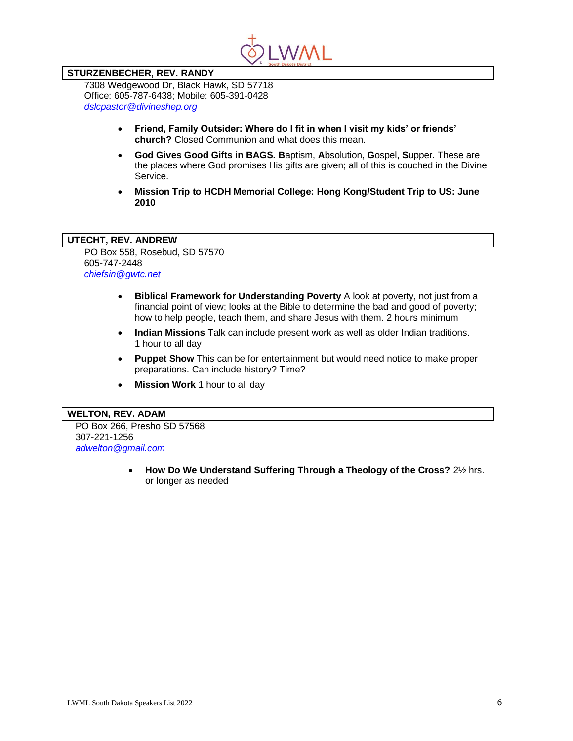## STURZENBECHER, REV. RANDY

7308 Wedgewood Dr, Black Hawk, SD 57718
Office: 605-787-6438; Mobile: 605-391-0428
*dslcpastor@divineshep.org*

- **Friend, Family Outsider: Where do I fit in when I visit my kids' or friends' church?** Closed Communion and what does this mean.
- **God Gives Good Gifts in BAGS. B**aptism, **A**bsolution, **G**ospel, **S**upper. These are the places where God promises His gifts are given; all of this is couched in the Divine Service.
- **Mission Trip to HCDH Memorial College: Hong Kong/Student Trip to US: June 2010**

## UTECHT, REV. ANDREW

PO Box 558, Rosebud, SD 57570
605-747-2448
*chiefsin@gwtc.net*

- **Biblical Framework for Understanding Poverty** A look at poverty, not just from a financial point of view; looks at the Bible to determine the bad and good of poverty; how to help people, teach them, and share Jesus with them. 2 hours minimum
- **Indian Missions** Talk can include present work as well as older Indian traditions. 1 hour to all day
- **Puppet Show** This can be for entertainment but would need notice to make proper preparations. Can include history? Time?
- **Mission Work** 1 hour to all day

## WELTON, REV. ADAM

PO Box 266, Presho SD 57568
307-221-1256
*adwelton@gmail.com*

- **How Do We Understand Suffering Through a Theology of the Cross?** 2½ hrs. or longer as needed